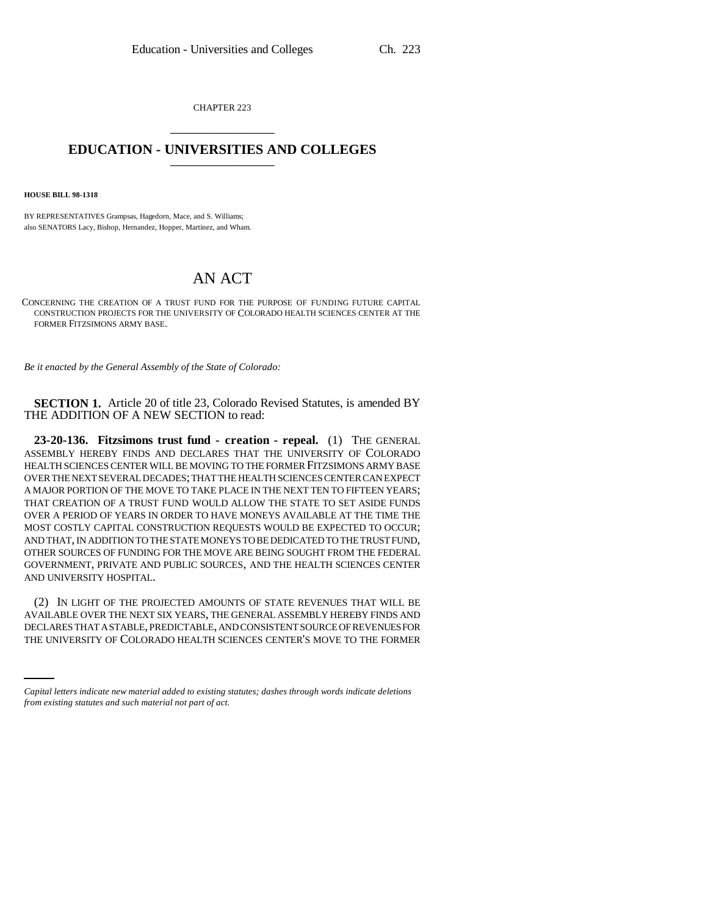CHAPTER 223

# EDUCATION - UNIVERSITIES AND COLLEGES

**HOUSE BILL 98-1318**

BY REPRESENTATIVES Grampsas, Hagedorn, Mace, and S. Williams;
also SENATORS Lacy, Bishop, Hernandez, Hopper, Martinez, and Wham.

## AN ACT

CONCERNING THE CREATION OF A TRUST FUND FOR THE PURPOSE OF FUNDING FUTURE CAPITAL CONSTRUCTION PROJECTS FOR THE UNIVERSITY OF COLORADO HEALTH SCIENCES CENTER AT THE FORMER FITZSIMONS ARMY BASE.

*Be it enacted by the General Assembly of the State of Colorado:*

**SECTION 1.** Article 20 of title 23, Colorado Revised Statutes, is amended BY THE ADDITION OF A NEW SECTION to read:

**23-20-136. Fitzsimons trust fund - creation - repeal.** (1) THE GENERAL ASSEMBLY HEREBY FINDS AND DECLARES THAT THE UNIVERSITY OF COLORADO HEALTH SCIENCES CENTER WILL BE MOVING TO THE FORMER FITZSIMONS ARMY BASE OVER THE NEXT SEVERAL DECADES; THAT THE HEALTH SCIENCES CENTER CAN EXPECT A MAJOR PORTION OF THE MOVE TO TAKE PLACE IN THE NEXT TEN TO FIFTEEN YEARS; THAT CREATION OF A TRUST FUND WOULD ALLOW THE STATE TO SET ASIDE FUNDS OVER A PERIOD OF YEARS IN ORDER TO HAVE MONEYS AVAILABLE AT THE TIME THE MOST COSTLY CAPITAL CONSTRUCTION REQUESTS WOULD BE EXPECTED TO OCCUR; AND THAT, IN ADDITION TO THE STATE MONEYS TO BE DEDICATED TO THE TRUST FUND, OTHER SOURCES OF FUNDING FOR THE MOVE ARE BEING SOUGHT FROM THE FEDERAL GOVERNMENT, PRIVATE AND PUBLIC SOURCES, AND THE HEALTH SCIENCES CENTER AND UNIVERSITY HOSPITAL.

(2) IN LIGHT OF THE PROJECTED AMOUNTS OF STATE REVENUES THAT WILL BE AVAILABLE OVER THE NEXT SIX YEARS, THE GENERAL ASSEMBLY HEREBY FINDS AND DECLARES THAT A STABLE, PREDICTABLE, AND CONSISTENT SOURCE OF REVENUES FOR THE UNIVERSITY OF COLORADO HEALTH SCIENCES CENTER'S MOVE TO THE FORMER

*Capital letters indicate new material added to existing statutes; dashes through words indicate deletions from existing statutes and such material not part of act.*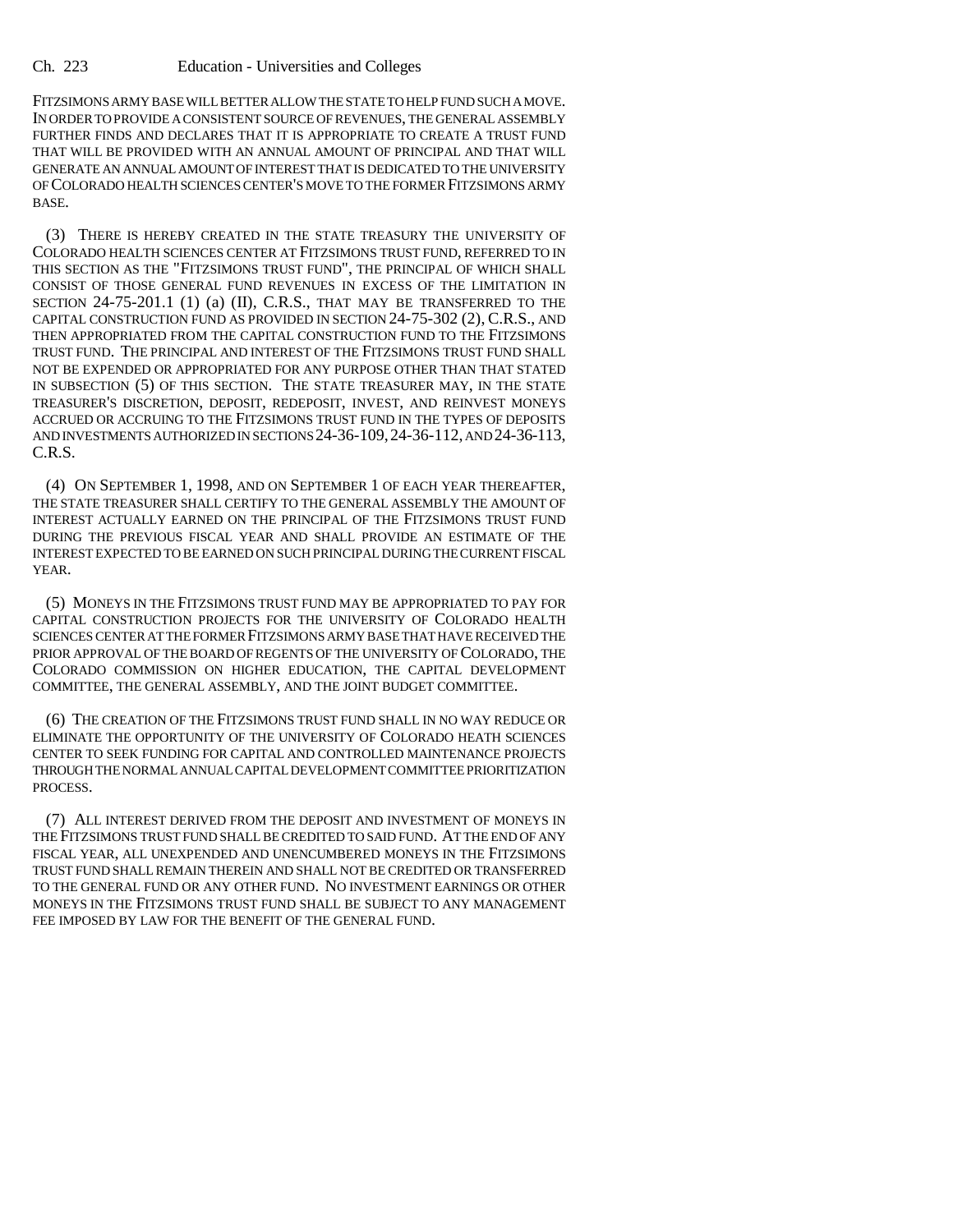FITZSIMONS ARMY BASE WILL BETTER ALLOW THE STATE TO HELP FUND SUCH A MOVE. IN ORDER TO PROVIDE A CONSISTENT SOURCE OF REVENUES, THE GENERAL ASSEMBLY FURTHER FINDS AND DECLARES THAT IT IS APPROPRIATE TO CREATE A TRUST FUND THAT WILL BE PROVIDED WITH AN ANNUAL AMOUNT OF PRINCIPAL AND THAT WILL GENERATE AN ANNUAL AMOUNT OF INTEREST THAT IS DEDICATED TO THE UNIVERSITY OF COLORADO HEALTH SCIENCES CENTER'S MOVE TO THE FORMER FITZSIMONS ARMY BASE.

(3) THERE IS HEREBY CREATED IN THE STATE TREASURY THE UNIVERSITY OF COLORADO HEALTH SCIENCES CENTER AT FITZSIMONS TRUST FUND, REFERRED TO IN THIS SECTION AS THE "FITZSIMONS TRUST FUND", THE PRINCIPAL OF WHICH SHALL CONSIST OF THOSE GENERAL FUND REVENUES IN EXCESS OF THE LIMITATION IN SECTION 24-75-201.1 (1) (a) (II), C.R.S., THAT MAY BE TRANSFERRED TO THE CAPITAL CONSTRUCTION FUND AS PROVIDED IN SECTION 24-75-302 (2), C.R.S., AND THEN APPROPRIATED FROM THE CAPITAL CONSTRUCTION FUND TO THE FITZSIMONS TRUST FUND. THE PRINCIPAL AND INTEREST OF THE FITZSIMONS TRUST FUND SHALL NOT BE EXPENDED OR APPROPRIATED FOR ANY PURPOSE OTHER THAN THAT STATED IN SUBSECTION (5) OF THIS SECTION. THE STATE TREASURER MAY, IN THE STATE TREASURER'S DISCRETION, DEPOSIT, REDEPOSIT, INVEST, AND REINVEST MONEYS ACCRUED OR ACCRUING TO THE FITZSIMONS TRUST FUND IN THE TYPES OF DEPOSITS AND INVESTMENTS AUTHORIZED IN SECTIONS 24-36-109, 24-36-112, AND 24-36-113, C.R.S.

(4) ON SEPTEMBER 1, 1998, AND ON SEPTEMBER 1 OF EACH YEAR THEREAFTER, THE STATE TREASURER SHALL CERTIFY TO THE GENERAL ASSEMBLY THE AMOUNT OF INTEREST ACTUALLY EARNED ON THE PRINCIPAL OF THE FITZSIMONS TRUST FUND DURING THE PREVIOUS FISCAL YEAR AND SHALL PROVIDE AN ESTIMATE OF THE INTEREST EXPECTED TO BE EARNED ON SUCH PRINCIPAL DURING THE CURRENT FISCAL YEAR.

(5) MONEYS IN THE FITZSIMONS TRUST FUND MAY BE APPROPRIATED TO PAY FOR CAPITAL CONSTRUCTION PROJECTS FOR THE UNIVERSITY OF COLORADO HEALTH SCIENCES CENTER AT THE FORMER FITZSIMONS ARMY BASE THAT HAVE RECEIVED THE PRIOR APPROVAL OF THE BOARD OF REGENTS OF THE UNIVERSITY OF COLORADO, THE COLORADO COMMISSION ON HIGHER EDUCATION, THE CAPITAL DEVELOPMENT COMMITTEE, THE GENERAL ASSEMBLY, AND THE JOINT BUDGET COMMITTEE.

(6) THE CREATION OF THE FITZSIMONS TRUST FUND SHALL IN NO WAY REDUCE OR ELIMINATE THE OPPORTUNITY OF THE UNIVERSITY OF COLORADO HEATH SCIENCES CENTER TO SEEK FUNDING FOR CAPITAL AND CONTROLLED MAINTENANCE PROJECTS THROUGH THE NORMAL ANNUAL CAPITAL DEVELOPMENT COMMITTEE PRIORITIZATION PROCESS.

(7) ALL INTEREST DERIVED FROM THE DEPOSIT AND INVESTMENT OF MONEYS IN THE FITZSIMONS TRUST FUND SHALL BE CREDITED TO SAID FUND. AT THE END OF ANY FISCAL YEAR, ALL UNEXPENDED AND UNENCUMBERED MONEYS IN THE FITZSIMONS TRUST FUND SHALL REMAIN THEREIN AND SHALL NOT BE CREDITED OR TRANSFERRED TO THE GENERAL FUND OR ANY OTHER FUND. NO INVESTMENT EARNINGS OR OTHER MONEYS IN THE FITZSIMONS TRUST FUND SHALL BE SUBJECT TO ANY MANAGEMENT FEE IMPOSED BY LAW FOR THE BENEFIT OF THE GENERAL FUND.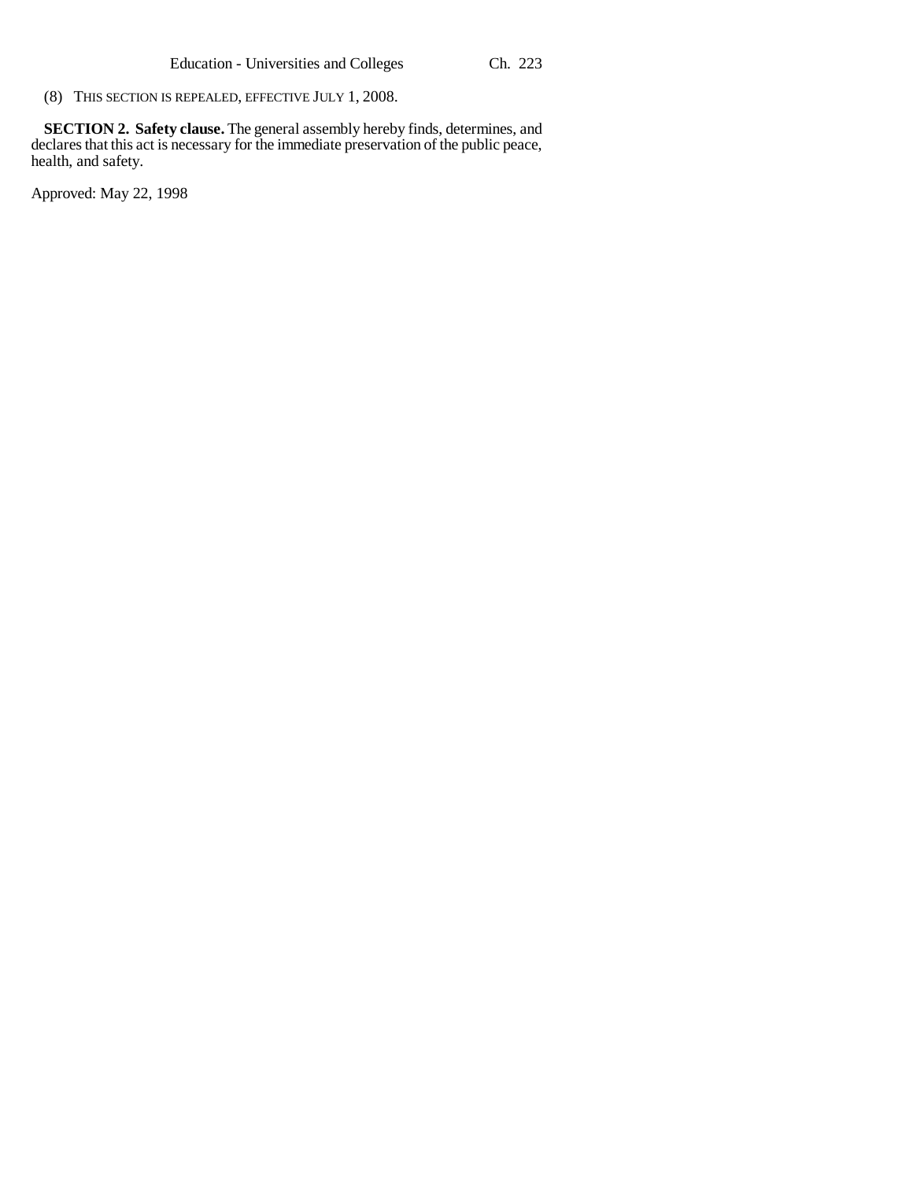(8) THIS SECTION IS REPEALED, EFFECTIVE JULY 1, 2008.

**SECTION 2. Safety clause.** The general assembly hereby finds, determines, and declares that this act is necessary for the immediate preservation of the public peace, health, and safety.

Approved: May 22, 1998